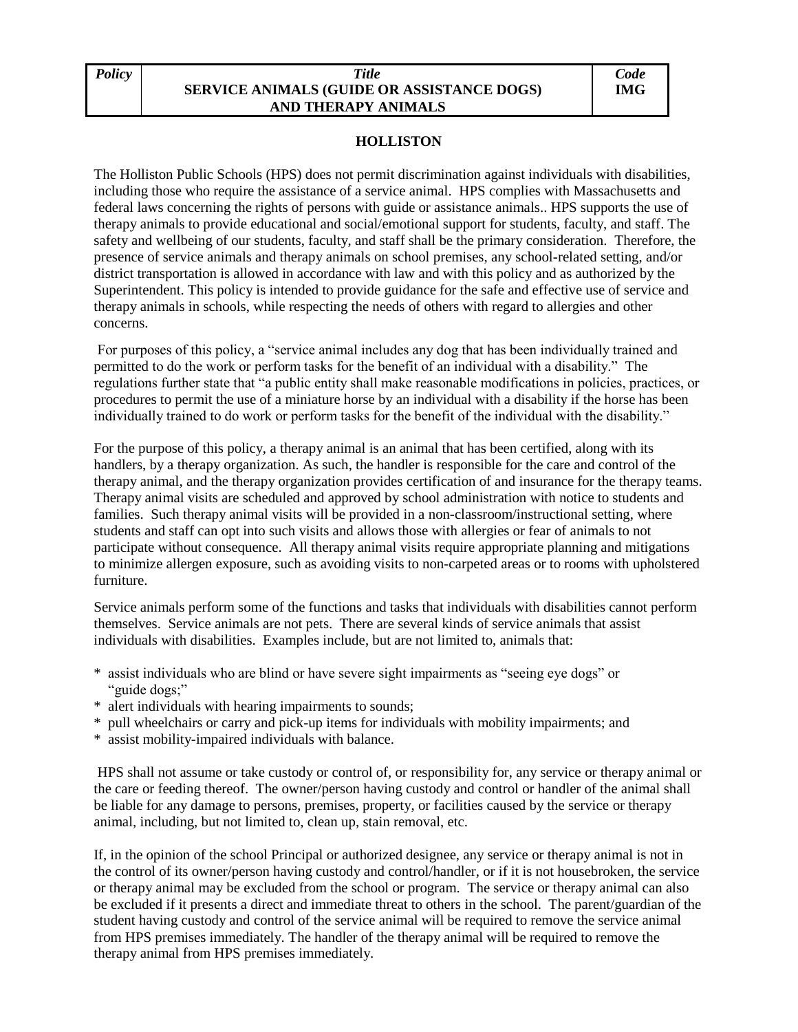| *Policy* | *Title* **SERVICE ANIMALS (GUIDE OR ASSISTANCE DOGS) AND THERAPY ANIMALS** | *Code* **IMG** |
| --- | --- | --- |

**HOLLISTON**

The Holliston Public Schools (HPS) does not permit discrimination against individuals with disabilities, including those who require the assistance of a service animal. HPS complies with Massachusetts and federal laws concerning the rights of persons with guide or assistance animals.. HPS supports the use of therapy animals to provide educational and social/emotional support for students, faculty, and staff. The safety and wellbeing of our students, faculty, and staff shall be the primary consideration. Therefore, the presence of service animals and therapy animals on school premises, any school-related setting, and/or district transportation is allowed in accordance with law and with this policy and as authorized by the Superintendent. This policy is intended to provide guidance for the safe and effective use of service and therapy animals in schools, while respecting the needs of others with regard to allergies and other concerns.

For purposes of this policy, a "service animal includes any dog that has been individually trained and permitted to do the work or perform tasks for the benefit of an individual with a disability." The regulations further state that "a public entity shall make reasonable modifications in policies, practices, or procedures to permit the use of a miniature horse by an individual with a disability if the horse has been individually trained to do work or perform tasks for the benefit of the individual with the disability."

For the purpose of this policy, a therapy animal is an animal that has been certified, along with its handlers, by a therapy organization. As such, the handler is responsible for the care and control of the therapy animal, and the therapy organization provides certification of and insurance for the therapy teams. Therapy animal visits are scheduled and approved by school administration with notice to students and families. Such therapy animal visits will be provided in a non-classroom/instructional setting, where students and staff can opt into such visits and allows those with allergies or fear of animals to not participate without consequence. All therapy animal visits require appropriate planning and mitigations to minimize allergen exposure, such as avoiding visits to non-carpeted areas or to rooms with upholstered furniture.

Service animals perform some of the functions and tasks that individuals with disabilities cannot perform themselves. Service animals are not pets. There are several kinds of service animals that assist individuals with disabilities. Examples include, but are not limited to, animals that:

* assist individuals who are blind or have severe sight impairments as "seeing eye dogs" or "guide dogs;"
* alert individuals with hearing impairments to sounds;
* pull wheelchairs or carry and pick-up items for individuals with mobility impairments; and
* assist mobility-impaired individuals with balance.

HPS shall not assume or take custody or control of, or responsibility for, any service or therapy animal or the care or feeding thereof. The owner/person having custody and control or handler of the animal shall be liable for any damage to persons, premises, property, or facilities caused by the service or therapy animal, including, but not limited to, clean up, stain removal, etc.

If, in the opinion of the school Principal or authorized designee, any service or therapy animal is not in the control of its owner/person having custody and control/handler, or if it is not housebroken, the service or therapy animal may be excluded from the school or program. The service or therapy animal can also be excluded if it presents a direct and immediate threat to others in the school. The parent/guardian of the student having custody and control of the service animal will be required to remove the service animal from HPS premises immediately. The handler of the therapy animal will be required to remove the therapy animal from HPS premises immediately.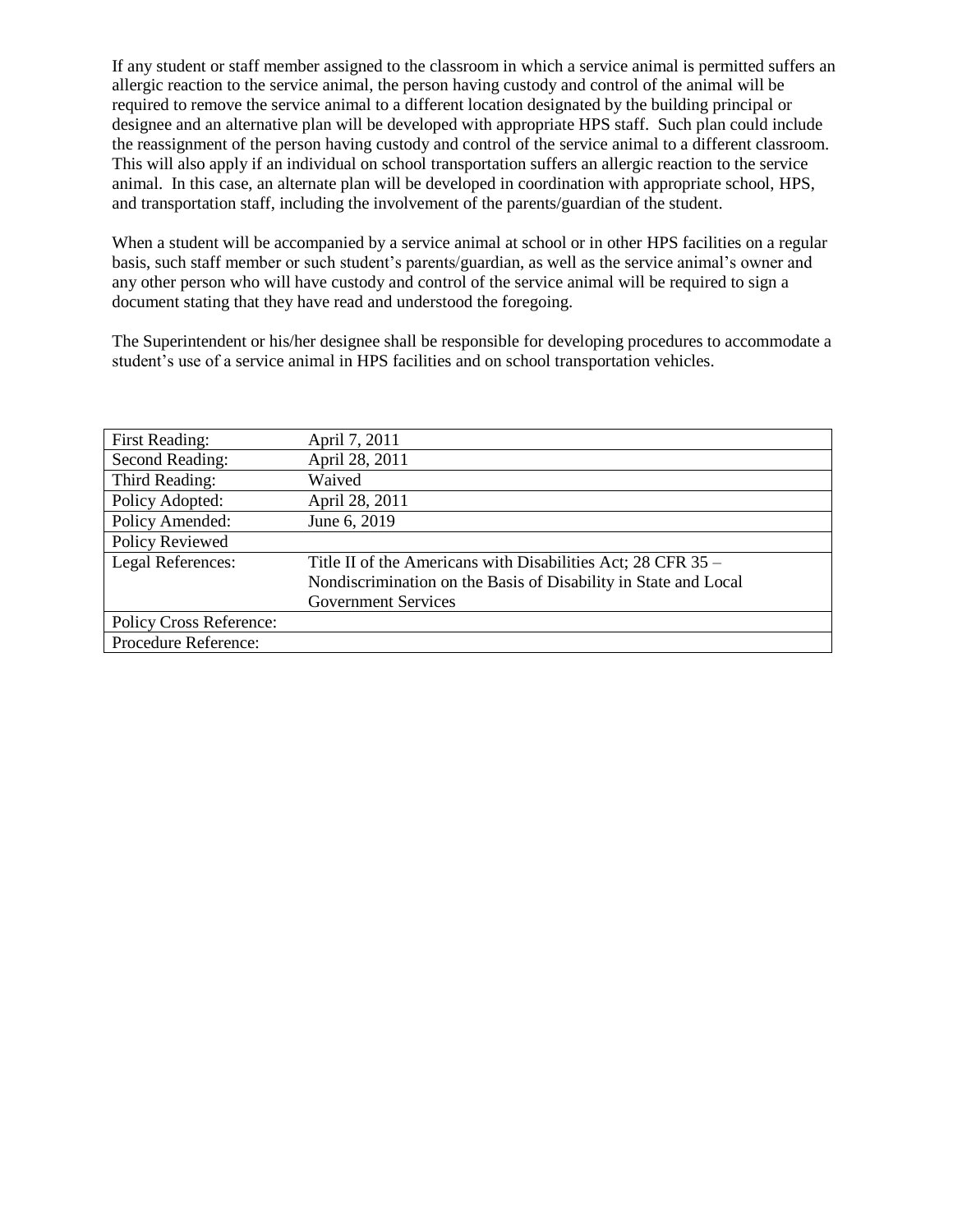If any student or staff member assigned to the classroom in which a service animal is permitted suffers an allergic reaction to the service animal, the person having custody and control of the animal will be required to remove the service animal to a different location designated by the building principal or designee and an alternative plan will be developed with appropriate HPS staff. Such plan could include the reassignment of the person having custody and control of the service animal to a different classroom. This will also apply if an individual on school transportation suffers an allergic reaction to the service animal. In this case, an alternate plan will be developed in coordination with appropriate school, HPS, and transportation staff, including the involvement of the parents/guardian of the student.

When a student will be accompanied by a service animal at school or in other HPS facilities on a regular basis, such staff member or such student's parents/guardian, as well as the service animal's owner and any other person who will have custody and control of the service animal will be required to sign a document stating that they have read and understood the foregoing.

The Superintendent or his/her designee shall be responsible for developing procedures to accommodate a student's use of a service animal in HPS facilities and on school transportation vehicles.

| | |
|---|---|
| First Reading: | April 7, 2011 |
| Second Reading: | April 28, 2011 |
| Third Reading: | Waived |
| Policy Adopted: | April 28, 2011 |
| Policy Amended: | June 6, 2019 |
| Policy Reviewed | |
| Legal References: | Title II of the Americans with Disabilities Act; 28 CFR 35 – Nondiscrimination on the Basis of Disability in State and Local Government Services |
| Policy Cross Reference: | |
| Procedure Reference: | |